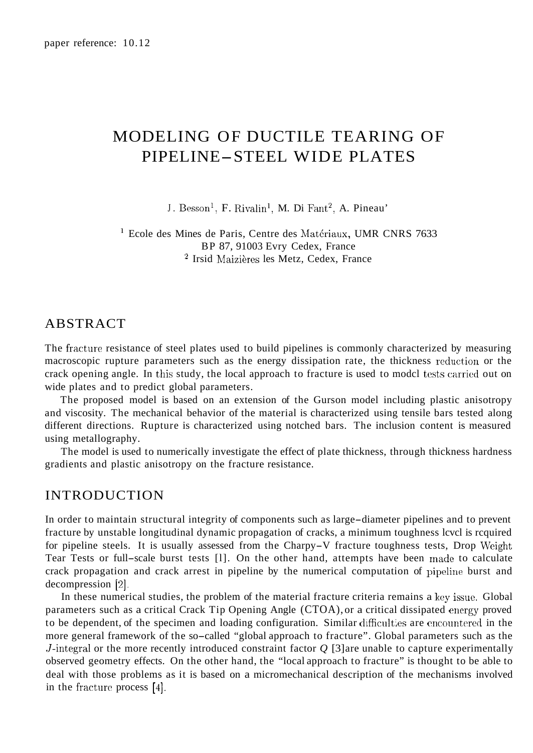paper reference: 10.12

# MODELING OF DUCTILE TEARING OF PIPELINE–STEEL WIDE PLATES

J. Besson[1], F. Rivalin[1], M. Di Fant[2], A. Pineau[1]

[1] Ecole des Mines de Paris, Centre des Matériaux, UMR CNRS 7633
BP 87, 91003 Evry Cedex, France
[2] Irsid Maizières les Metz, Cedex, France

## ABSTRACT

The fracture resistance of steel plates used to build pipelines is commonly characterized by measuring macroscopic rupture parameters such as the energy dissipation rate, the thickness reduction or the crack opening angle. In this study, the local approach to fracture is used to model tests carried out on wide plates and to predict global parameters.

The proposed model is based on an extension of the Gurson model including plastic anisotropy and viscosity. The mechanical behavior of the material is characterized using tensile bars tested along different directions. Rupture is characterized using notched bars. The inclusion content is measured using metallography.

The model is used to numerically investigate the effect of plate thickness, through thickness hardness gradients and plastic anisotropy on the fracture resistance.

## INTRODUCTION

In order to maintain structural integrity of components such as large–diameter pipelines and to prevent fracture by unstable longitudinal dynamic propagation of cracks, a minimum toughness level is required for pipeline steels. It is usually assessed from the Charpy–V fracture toughness tests, Drop Weight Tear Tests or full–scale burst tests [1]. On the other hand, attempts have been made to calculate crack propagation and crack arrest in pipeline by the numerical computation of pipeline burst and decompression [2].

In these numerical studies, the problem of the material fracture criteria remains a key issue. Global parameters such as a critical Crack Tip Opening Angle (CTOA), or a critical dissipated energy proved to be dependent, of the specimen and loading configuration. Similar difficulties are encountered in the more general framework of the so–called "global approach to fracture". Global parameters such as the $J$-integral or the more recently introduced constraint factor $Q$ [3] are unable to capture experimentally observed geometry effects. On the other hand, the "local approach to fracture" is thought to be able to deal with those problems as it is based on a micromechanical description of the mechanisms involved in the fracture process [4].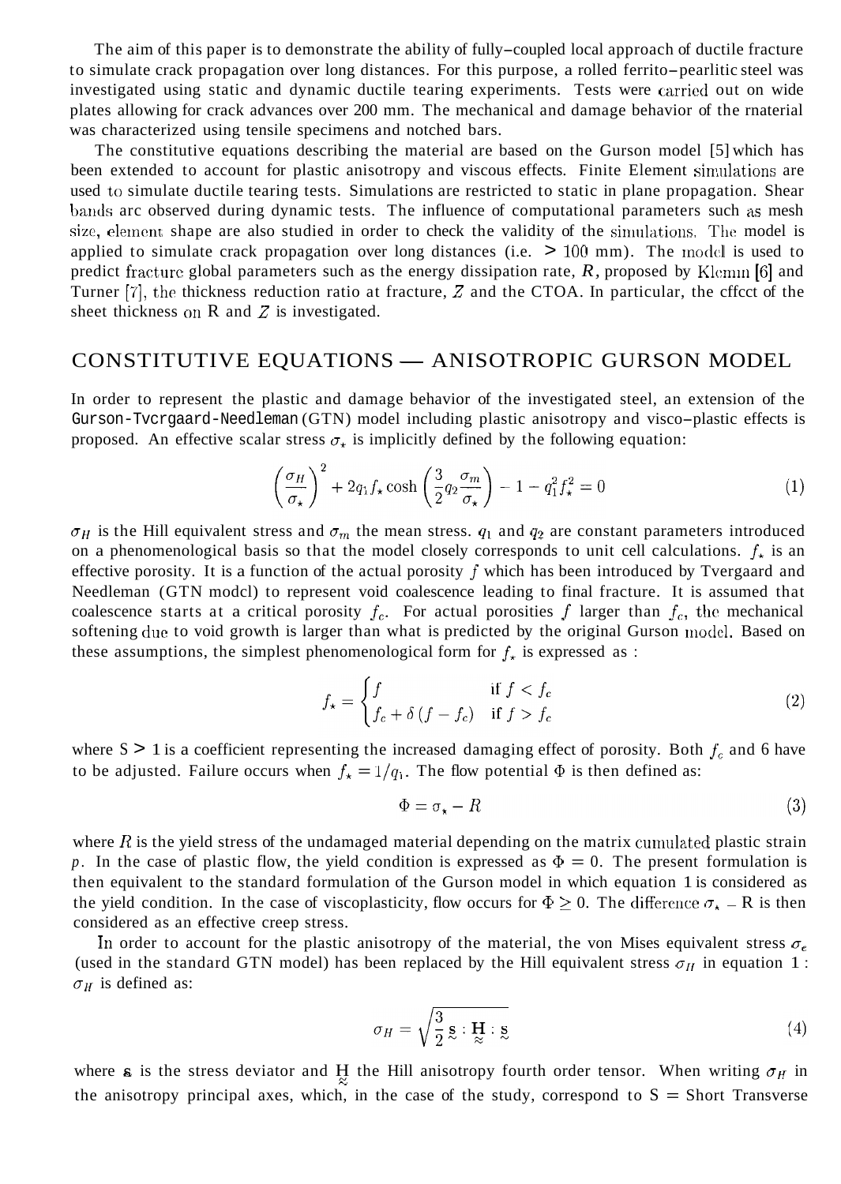The aim of this paper is to demonstrate the ability of fully–coupled local approach of ductile fracture to simulate crack propagation over long distances. For this purpose, a rolled ferrito–pearlitic steel was investigated using static and dynamic ductile tearing experiments. Tests were carried out on wide plates allowing for crack advances over 200 mm. The mechanical and damage behavior of the rnaterial was characterized using tensile specimens and notched bars.

The constitutive equations describing the material are based on the Gurson model [5] which has been extended to account for plastic anisotropy and viscous effects. Finite Element simulations are used to simulate ductile tearing tests. Simulations are restricted to static in plane propagation. Shear bands arc observed during dynamic tests. The influence of computational parameters such as mesh size, element shape are also studied in order to check the validity of the simulations. The model is applied to simulate crack propagation over long distances (i.e. > 100 mm). The model is used to predict fracture global parameters such as the energy dissipation rate, $R$, proposed by Klemm [6] and Turner [7], the thickness reduction ratio at fracture, $Z$ and the CTOA. In particular, the cffcct of the sheet thickness on R and $Z$ is investigated.

## CONSTITUTIVE EQUATIONS — ANISOTROPIC GURSON MODEL

In order to represent the plastic and damage behavior of the investigated steel, an extension of the Gurson-Tvcrgaard-Needleman (GTN) model including plastic anisotropy and visco–plastic effects is proposed. An effective scalar stress $\sigma_\star$ is implicitly defined by the following equation:

$$\left(\frac{\sigma_H}{\sigma_\star}\right)^2 + 2q_1 f_\star \cosh\left(\frac{3}{2}q_2\frac{\sigma_m}{\sigma_\star}\right) - 1 - q_1^2 f_\star^2 = 0 \tag{1}$$

$\sigma_H$ is the Hill equivalent stress and $\sigma_m$ the mean stress. $q_1$ and $q_2$ are constant parameters introduced on a phenomenological basis so that the model closely corresponds to unit cell calculations. $f_\star$ is an effective porosity. It is a function of the actual porosity $f$ which has been introduced by Tvergaard and Needleman (GTN modcl) to represent void coalescence leading to final fracture. It is assumed that coalescence starts at a critical porosity $f_c$. For actual porosities $f$ larger than $f_c$, the mechanical softening due to void growth is larger than what is predicted by the original Gurson model. Based on these assumptions, the simplest phenomenological form for $f_\star$ is expressed as :

$$f_\star = \begin{cases} f & \text{if } f < f_c \\ f_c + \delta\left(f - f_c\right) & \text{if } f > f_c \end{cases} \tag{2}$$

where S > 1 is a coefficient representing the increased damaging effect of porosity. Both $f_c$ and 6 have to be adjusted. Failure occurs when $f_\star = 1/q_1$. The flow potential $\Phi$ is then defined as:

$$\Phi = \sigma_\star - R \tag{3}$$

where $R$ is the yield stress of the undamaged material depending on the matrix cumulated plastic strain $p$. In the case of plastic flow, the yield condition is expressed as $\Phi = 0$. The present formulation is then equivalent to the standard formulation of the Gurson model in which equation 1 is considered as the yield condition. In the case of viscoplasticity, flow occurs for $\Phi \geq 0$. The difference $\sigma_\star$ – R is then considered as an effective creep stress.

In order to account for the plastic anisotropy of the material, the von Mises equivalent stress $\sigma_e$ (used in the standard GTN model) has been replaced by the Hill equivalent stress $\sigma_H$ in equation 1 : $\sigma_H$ is defined as:

$$\sigma_H = \sqrt{\frac{3}{2}\,\underset{\sim}{s} : \underset{\approx}{\mathbf{H}} : \underset{\sim}{s}} \tag{4}$$

where $\underset{\sim}{s}$ is the stress deviator and $\underset{\approx}{\mathbf{H}}$ the Hill anisotropy fourth order tensor. When writing $\sigma_H$ in the anisotropy principal axes, which, in the case of the study, correspond to S = Short Transverse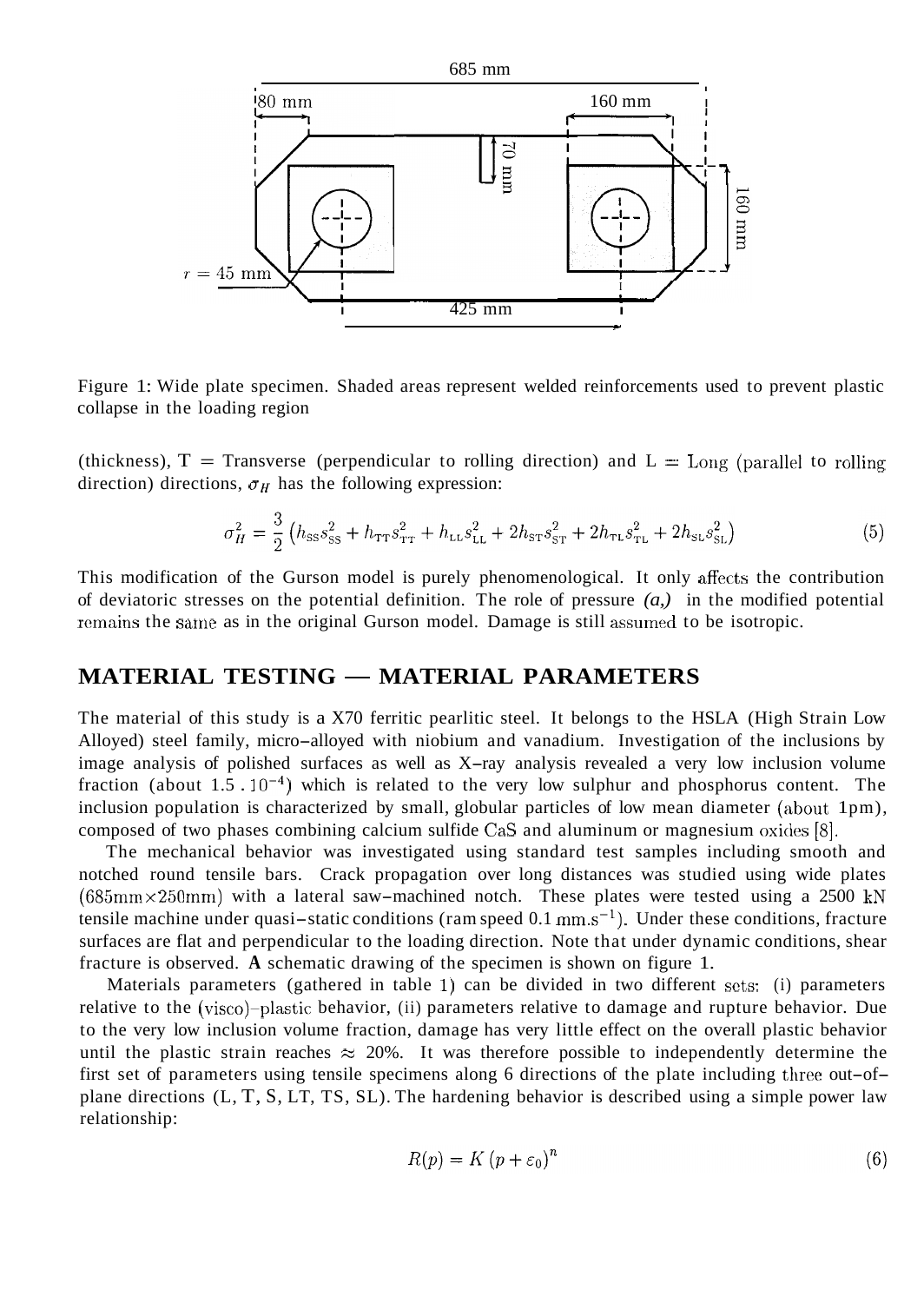Figure 1: Wide plate specimen. Shaded areas represent welded reinforcements used to prevent plastic collapse in the loading region

(thickness), T = Transverse (perpendicular to rolling direction) and L = Long (parallel to rolling direction) directions, $\sigma_H$ has the following expression:

$$\sigma_H^2 = \frac{3}{2}\left(h_{\rm SS}s_{\rm SS}^2 + h_{\rm TT}s_{\rm TT}^2 + h_{\rm LL}s_{\rm LL}^2 + 2h_{\rm ST}s_{\rm ST}^2 + 2h_{\rm TL}s_{\rm TL}^2 + 2h_{\rm SL}s_{\rm SL}^2\right) \tag{5}$$

This modification of the Gurson model is purely phenomenological. It only affects the contribution of deviatoric stresses on the potential definition. The role of pressure *(a,)* in the modified potential remains the same as in the original Gurson model. Damage is still assumed to be isotropic.

## MATERIAL TESTING — MATERIAL PARAMETERS

The material of this study is a X70 ferritic pearlitic steel. It belongs to the HSLA (High Strain Low Alloyed) steel family, micro–alloyed with niobium and vanadium. Investigation of the inclusions by image analysis of polished surfaces as well as X–ray analysis revealed a very low inclusion volume fraction (about $1.5 \cdot 10^{-4}$) which is related to the very low sulphur and phosphorus content. The inclusion population is characterized by small, globular particles of low mean diameter (about 1pm), composed of two phases combining calcium sulfide CaS and aluminum or magnesium oxides [8].

The mechanical behavior was investigated using standard test samples including smooth and notched round tensile bars. Crack propagation over long distances was studied using wide plates (685mm×250mm) with a lateral saw–machined notch. These plates were tested using a 2500 kN tensile machine under quasi–static conditions (ram speed 0.1 $\text{mm.s}^{-1}$). Under these conditions, fracture surfaces are flat and perpendicular to the loading direction. Note that under dynamic conditions, shear fracture is observed. **A** schematic drawing of the specimen is shown on figure 1.

Materials parameters (gathered in table 1) can be divided in two different sets: (i) parameters relative to the (visco)–plastic behavior, (ii) parameters relative to damage and rupture behavior. Due to the very low inclusion volume fraction, damage has very little effect on the overall plastic behavior until the plastic strain reaches $\approx$ 20%. It was therefore possible to independently determine the first set of parameters using tensile specimens along 6 directions of the plate including three out–of–plane directions (L, T, S, LT, TS, SL). The hardening behavior is described using a simple power law relationship:

$$R(p) = K\left(p + \varepsilon_0\right)^n \tag{6}$$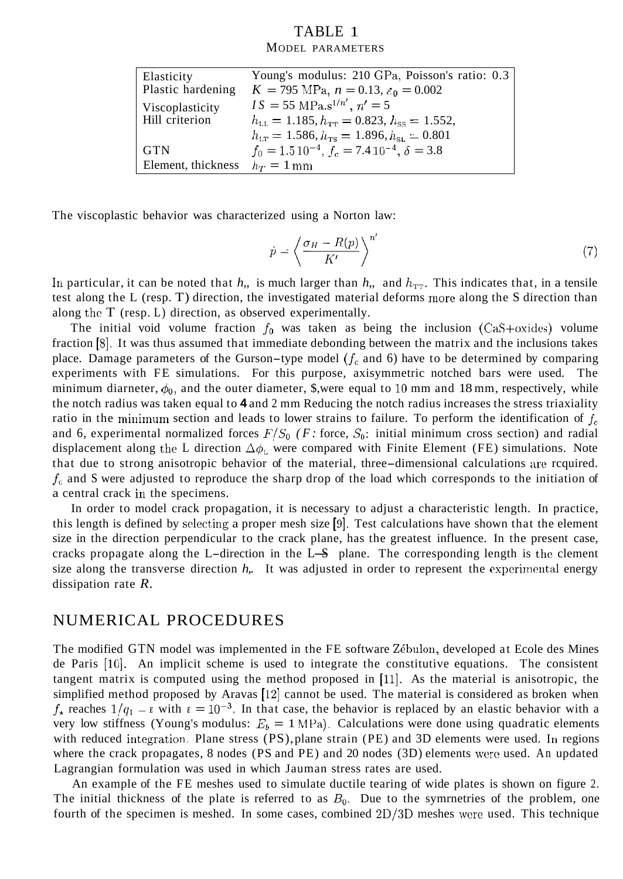TABLE 1

MODEL PARAMETERS

| | |
|---|---|
| Elasticity | Young's modulus: 210 GPa, Poisson's ratio: 0.3 |
| Plastic hardening | $K = 795$ MPa, $n = 0.13$, $\varepsilon_0 = 0.002$ |
| Viscoplasticity | $K' = 55$ MPa.s$^{1/n'}$, $n' = 5$ |
| Hill criterion | $h_{LL} = 1.185$, $h_{TT} = 0.823$, $h_{SS} = 1.552$, $h_{LT} = 1.586$, $h_{TS} = 1.896$, $h_{SL} = 0.801$ |
| GTN | $f_0 = 1.5\,10^{-4}$, $f_c = 7.4\,10^{-4}$, $\delta = 3.8$ |
| Element, thickness | $h_T = 1$ mm |

The viscoplastic behavior was characterized using a Norton law:

$$\dot{p} = \left\langle \frac{\sigma_H - R(p)}{K'} \right\rangle^{n'} \tag{7}$$

In particular, it can be noted that $h_{SS}$ is much larger than $h_{LL}$ and $h_{TT}$. This indicates that, in a tensile test along the L (resp. T) direction, the investigated material deforms more along the S direction than along the T (resp. L) direction, as observed experimentally.

The initial void volume fraction $f_0$ was taken as being the inclusion (CaS+oxides) volume fraction [8]. It was thus assumed that immediate debonding between the matrix and the inclusions takes place. Damage parameters of the Gurson–type model ($f_c$ and $\delta$) have to be determined by comparing experiments with FE simulations. For this purpose, axisymmetric notched bars were used. The minimum diameter, $\phi_0$, and the outer diameter, $\Phi$, were equal to 10 mm and 18 mm, respectively, while the notch radius was taken equal to 4 and 2 mm Reducing the notch radius increases the stress triaxiality ratio in the minimum section and leads to lower strains to failure. To perform the identification of $f_c$ and $\delta$, experimental normalized forces $F/S_0$ ($F$: force, $S_0$: initial minimum cross section) and radial displacement along the L direction $\Delta\phi_L$ were compared with Finite Element (FE) simulations. Note that due to strong anisotropic behavior of the material, three–dimensional calculations are required. $f_c$ and $\delta$ were adjusted to reproduce the sharp drop of the load which corresponds to the initiation of a central crack in the specimens.

In order to model crack propagation, it is necessary to adjust a characteristic length. In practice, this length is defined by selecting a proper mesh size [9]. Test calculations have shown that the element size in the direction perpendicular to the crack plane, has the greatest influence. In the present case, cracks propagate along the L–direction in the L–S plane. The corresponding length is the element size along the transverse direction $h_T$. It was adjusted in order to represent the experimental energy dissipation rate $R$.

## NUMERICAL PROCEDURES

The modified GTN model was implemented in the FE software Zébulon, developed at Ecole des Mines de Paris [10]. An implicit scheme is used to integrate the constitutive equations. The consistent tangent matrix is computed using the method proposed in [11]. As the material is anisotropic, the simplified method proposed by Aravas [12] cannot be used. The material is considered as broken when $f_\star$ reaches $1/q_1 - \varepsilon$ with $\varepsilon = 10^{-3}$. In that case, the behavior is replaced by an elastic behavior with a very low stiffness (Young's modulus: $E_b = 1$ MPa). Calculations were done using quadratic elements with reduced integration. Plane stress (PS), plane strain (PE) and 3D elements were used. In regions where the crack propagates, 8 nodes (PS and PE) and 20 nodes (3D) elements were used. An updated Lagrangian formulation was used in which Jauman stress rates are used.

An example of the FE meshes used to simulate ductile tearing of wide plates is shown on figure 2. The initial thickness of the plate is referred to as $B_0$. Due to the symmetries of the problem, one fourth of the specimen is meshed. In some cases, combined 2D/3D meshes were used. This technique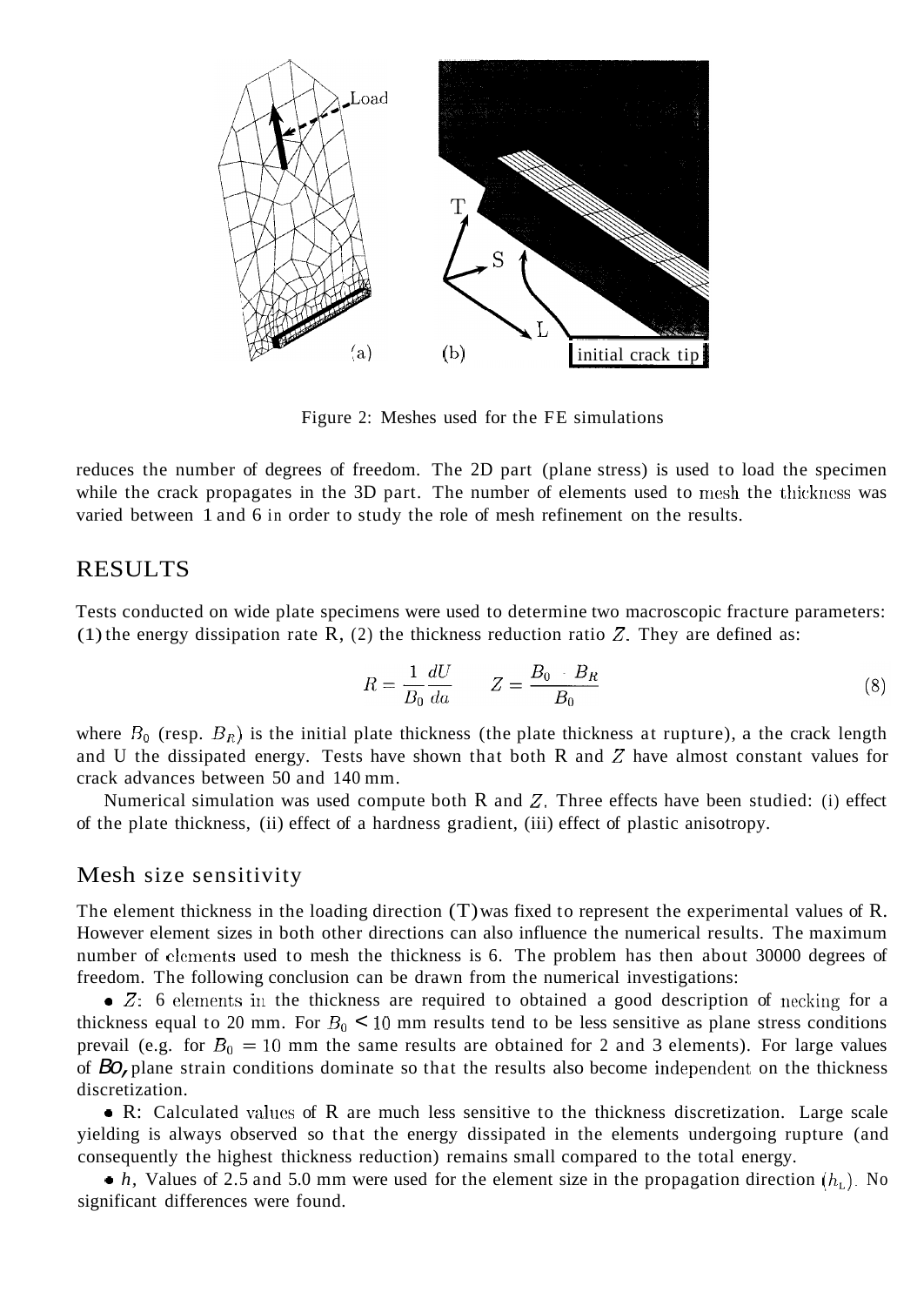Figure 2: Meshes used for the FE simulations

reduces the number of degrees of freedom. The 2D part (plane stress) is used to load the specimen while the crack propagates in the 3D part. The number of elements used to mesh the thickness was varied between 1 and 6 in order to study the role of mesh refinement on the results.

# RESULTS

Tests conducted on wide plate specimens were used to determine two macroscopic fracture parameters: (1) the energy dissipation rate R, (2) the thickness reduction ratio $Z$. They are defined as:

$$R = \frac{1}{B_0}\frac{dU}{da} \qquad Z = \frac{B_0 - B_R}{B_0} \tag{8}$$

where $B_0$ (resp. $B_R$) is the initial plate thickness (the plate thickness at rupture), a the crack length and U the dissipated energy. Tests have shown that both R and $Z$ have almost constant values for crack advances between 50 and 140 mm.

Numerical simulation was used compute both R and $Z$. Three effects have been studied: (i) effect of the plate thickness, (ii) effect of a hardness gradient, (iii) effect of plastic anisotropy.

## Mesh size sensitivity

The element thickness in the loading direction (T) was fixed to represent the experimental values of R. However element sizes in both other directions can also influence the numerical results. The maximum number of elements used to mesh the thickness is 6. The problem has then about 30000 degrees of freedom. The following conclusion can be drawn from the numerical investigations:

- $Z$: 6 elements in the thickness are required to obtained a good description of necking for a thickness equal to 20 mm. For $B_0 < 10$ mm results tend to be less sensitive as plane stress conditions prevail (e.g. for $B_0 = 10$ mm the same results are obtained for 2 and 3 elements). For large values of $B_0$, plane strain conditions dominate so that the results also become independent on the thickness discretization.
- R: Calculated values of R are much less sensitive to the thickness discretization. Large scale yielding is always observed so that the energy dissipated in the elements undergoing rupture (and consequently the highest thickness reduction) remains small compared to the total energy.
- $h$, Values of 2.5 and 5.0 mm were used for the element size in the propagation direction ($h_L$). No significant differences were found.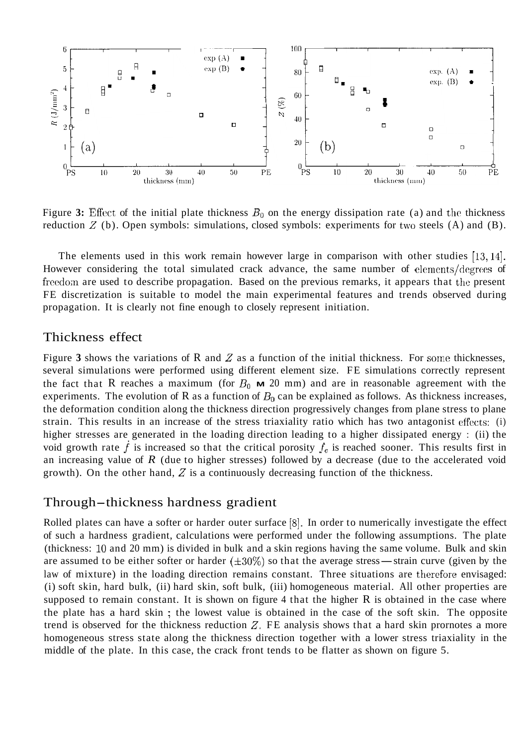Figure **3:** Effect of the initial plate thickness $B_0$ on the energy dissipation rate (a) and the thickness reduction $Z$ (b). Open symbols: simulations, closed symbols: experiments for two steels (A) and (B).

The elements used in this work remain however large in comparison with other studies [13, 14]. However considering the total simulated crack advance, the same number of elements/degrees of freedom are used to describe propagation. Based on the previous remarks, it appears that the present FE discretization is suitable to model the main experimental features and trends observed during propagation. It is clearly not fine enough to closely represent initiation.

## Thickness effect

Figure **3** shows the variations of R and $Z$ as a function of the initial thickness. For some thicknesses, several simulations were performed using different element size. FE simulations correctly represent the fact that R reaches a maximum (for $B_0 \approx 20$ mm) and are in reasonable agreement with the experiments. The evolution of R as a function of $B_0$ can be explained as follows. As thickness increases, the deformation condition along the thickness direction progressively changes from plane stress to plane strain. This results in an increase of the stress triaxiality ratio which has two antagonist effects: (i) higher stresses are generated in the loading direction leading to a higher dissipated energy : (ii) the void growth rate $\dot{f}$ is increased so that the critical porosity $f_c$ is reached sooner. This results first in an increasing value of $R$ (due to higher stresses) followed by a decrease (due to the accelerated void growth). On the other hand, $Z$ is a continuously decreasing function of the thickness.

## Through–thickness hardness gradient

Rolled plates can have a softer or harder outer surface [8]. In order to numerically investigate the effect of such a hardness gradient, calculations were performed under the following assumptions. The plate (thickness: 10 and 20 mm) is divided in bulk and a skin regions having the same volume. Bulk and skin are assumed to be either softer or harder ($\pm 30\%$) so that the average stress — strain curve (given by the law of mixture) in the loading direction remains constant. Three situations are therefore envisaged: (i) soft skin, hard bulk, (ii) hard skin, soft bulk, (iii) homogeneous material. All other properties are supposed to remain constant. It is shown on figure 4 that the higher R is obtained in the case where the plate has a hard skin ; the lowest value is obtained in the case of the soft skin. The opposite trend is observed for the thickness reduction $Z$. FE analysis shows that a hard skin promotes a more homogeneous stress state along the thickness direction together with a lower stress triaxiality in the middle of the plate. In this case, the crack front tends to be flatter as shown on figure 5.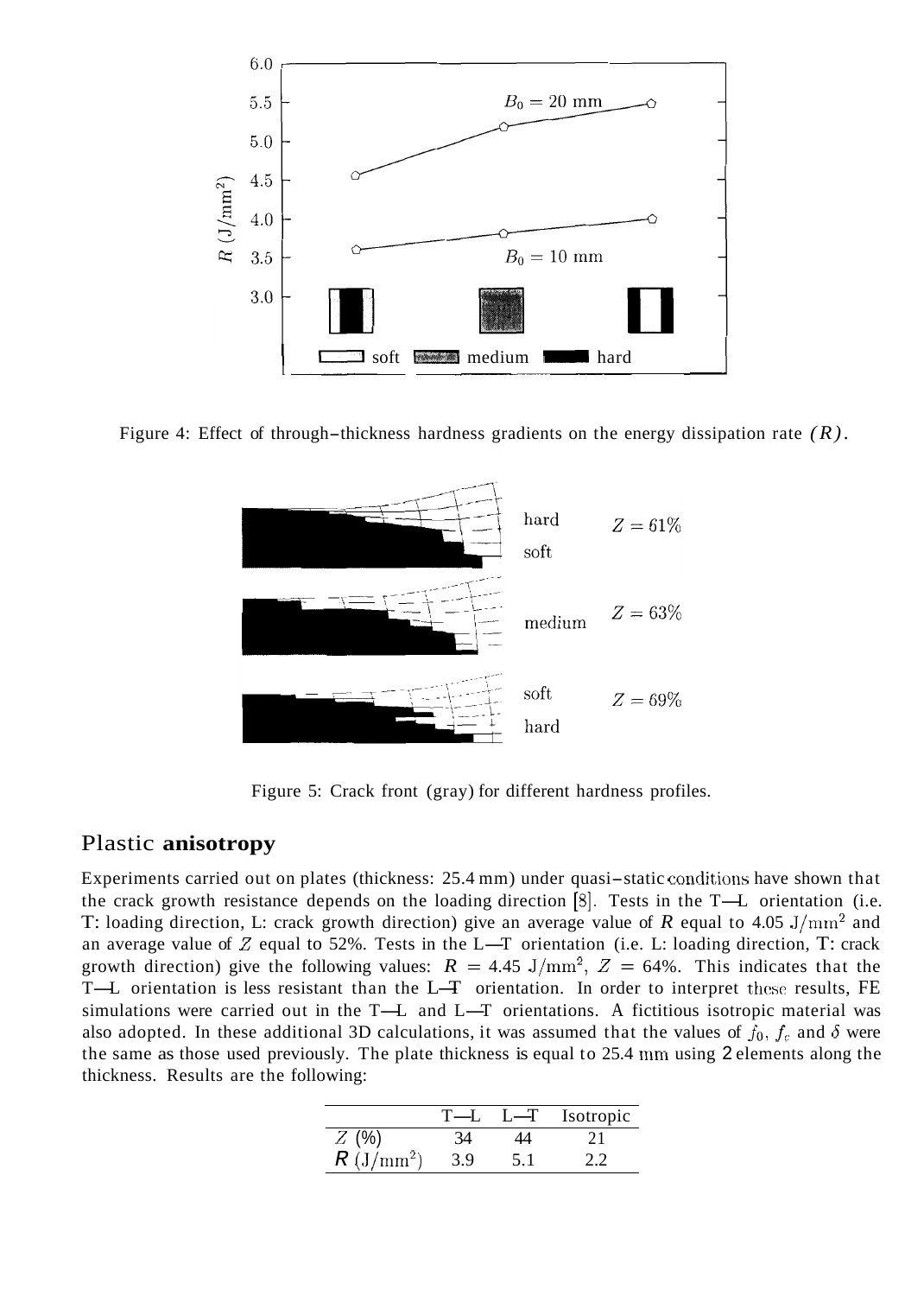Figure 4: Effect of through–thickness hardness gradients on the energy dissipation rate $(R)$.

Figure 5: Crack front (gray) for different hardness profiles.

## Plastic **anisotropy**

Experiments carried out on plates (thickness: 25.4 mm) under quasi–static conditions have shown that the crack growth resistance depends on the loading direction [8]. Tests in the T—L orientation (i.e. T: loading direction, L: crack growth direction) give an average value of $R$ equal to 4.05 J/mm$^2$ and an average value of $Z$ equal to 52%. Tests in the L—T orientation (i.e. L: loading direction, T: crack growth direction) give the following values: $R$ = 4.45 J/mm$^2$, $Z$ = 64%. This indicates that the T—L orientation is less resistant than the L—T orientation. In order to interpret these results, FE simulations were carried out in the T—L and L—T orientations. A fictitious isotropic material was also adopted. In these additional 3D calculations, it was assumed that the values of $f_0$, $f_c$ and $\delta$ were the same as those used previously. The plate thickness is equal to 25.4 mm using 2 elements along the thickness. Results are the following:

| | T—L | L—T | Isotropic |
|---|---|---|---|
| $Z$ (%) | 34 | 44 | 21 |
| $R$ (J/mm$^2$) | 3.9 | 5.1 | 2.2 |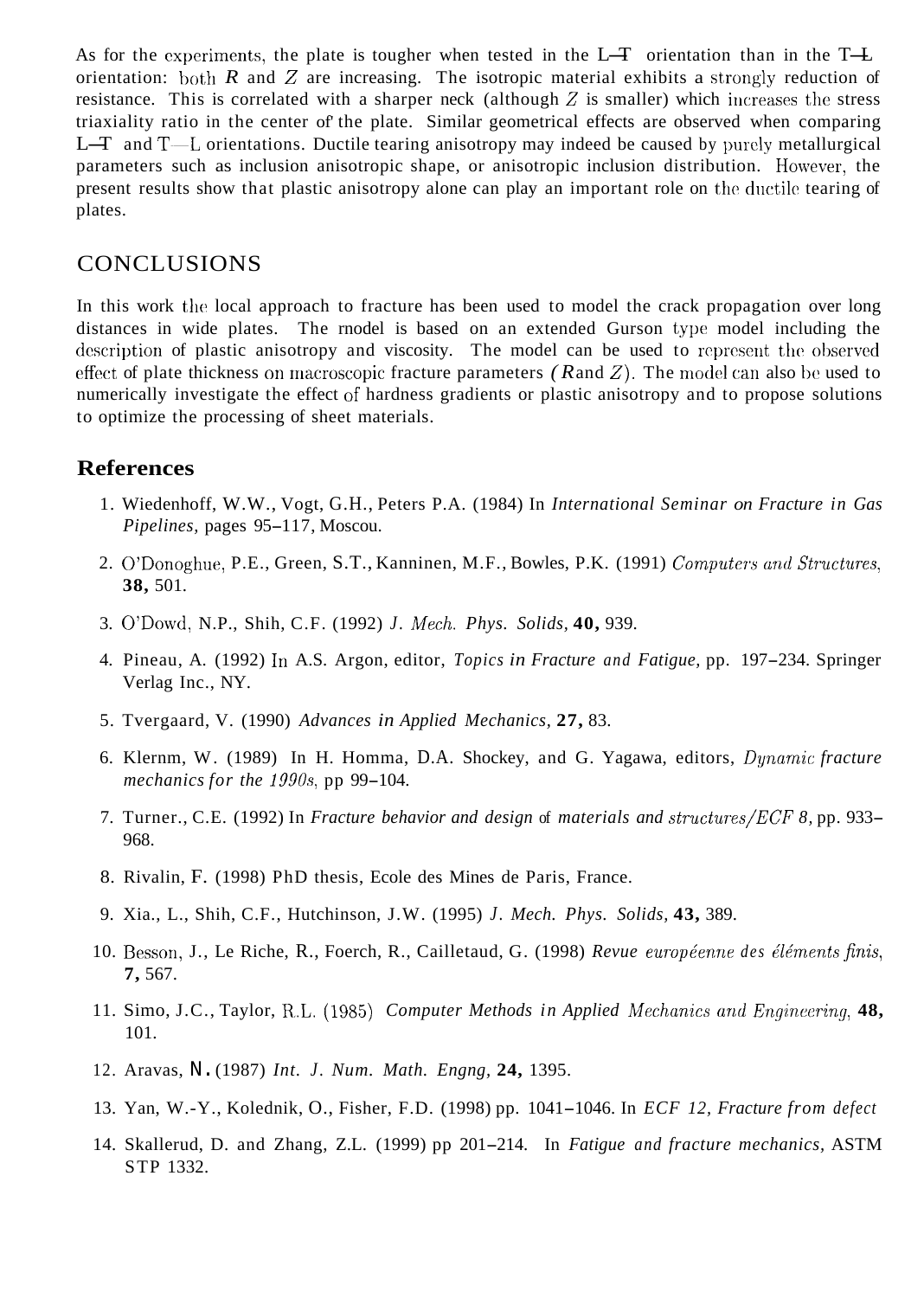As for the experiments, the plate is tougher when tested in the L–T orientation than in the T–L orientation: both $R$ and $Z$ are increasing. The isotropic material exhibits a strongly reduction of resistance. This is correlated with a sharper neck (although $Z$ is smaller) which increases the stress triaxiality ratio in the center of the plate. Similar geometrical effects are observed when comparing L–T and T—L orientations. Ductile tearing anisotropy may indeed be caused by purely metallurgical parameters such as inclusion anisotropic shape, or anisotropic inclusion distribution. However, the present results show that plastic anisotropy alone can play an important role on the ductile tearing of plates.

## CONCLUSIONS

In this work the local approach to fracture has been used to model the crack propagation over long distances in wide plates. The rnodel is based on an extended Gurson type model including the description of plastic anisotropy and viscosity. The model can be used to represent the observed effect of plate thickness on macroscopic fracture parameters ($R$ and $Z$). The model can also be used to numerically investigate the effect of hardness gradients or plastic anisotropy and to propose solutions to optimize the processing of sheet materials.

## References

1. Wiedenhoff, W.W., Vogt, G.H., Peters P.A. (1984) In *International Seminar on Fracture in Gas Pipelines*, pages 95–117, Moscou.
2. O'Donoghue, P.E., Green, S.T., Kanninen, M.F., Bowles, P.K. (1991) *Computers and Structures*, **38,** 501.
3. O'Dowd, N.P., Shih, C.F. (1992) *J. Mech. Phys. Solids*, **40,** 939.
4. Pineau, A. (1992) In A.S. Argon, editor, *Topics in Fracture and Fatigue*, pp. 197–234. Springer Verlag Inc., NY.
5. Tvergaard, V. (1990) *Advances in Applied Mechanics*, **27,** 83.
6. Klernm, W. (1989) In H. Homma, D.A. Shockey, and G. Yagawa, editors, *Dynamic fracture mechanics for the 1990s*, pp 99–104.
7. Turner., C.E. (1992) In *Fracture behavior and design of materials and structures/ECF 8*, pp. 933–968.
8. Rivalin, F. (1998) PhD thesis, Ecole des Mines de Paris, France.
9. Xia., L., Shih, C.F., Hutchinson, J.W. (1995) *J. Mech. Phys. Solids*, **43,** 389.
10. Besson, J., Le Riche, R., Foerch, R., Cailletaud, G. (1998) *Revue européenne des éléments finis*, **7,** 567.
11. Simo, J.C., Taylor, R.L. (1985) *Computer Methods in Applied Mechanics and Engineering*, **48,** 101.
12. Aravas, N. (1987) *Int. J. Num. Math. Engng*, **24,** 1395.
13. Yan, W.-Y., Kolednik, O., Fisher, F.D. (1998) pp. 1041–1046. In *ECF 12, Fracture from defect*
14. Skallerud, D. and Zhang, Z.L. (1999) pp 201–214. In *Fatigue and fracture mechanics*, ASTM STP 1332.